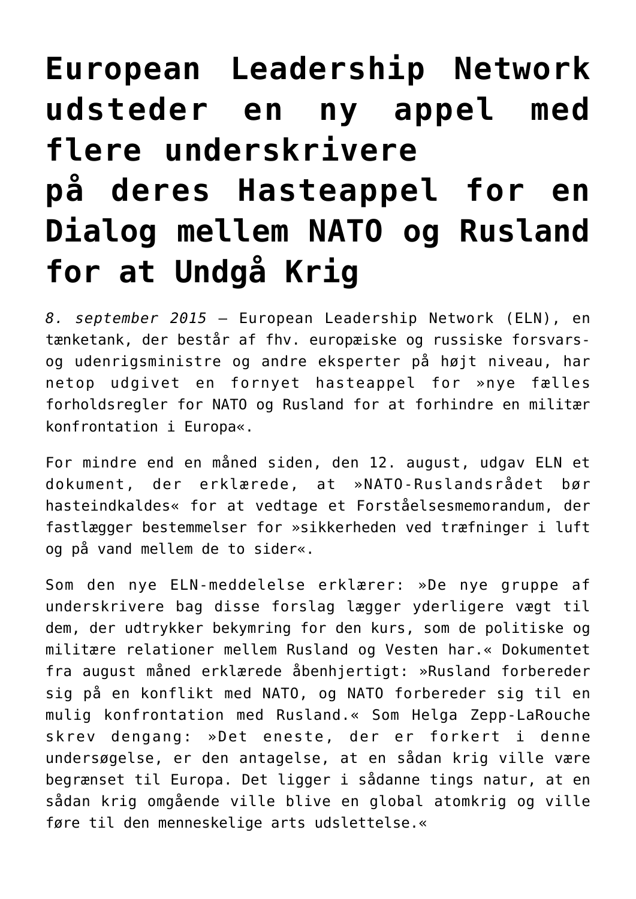# European Leadership Network udsteder en ny appel med flere underskrivere på deres Hasteappel for en Dialog mellem NATO og Rusland for at Undgå Krig

*8. september 2015* – European Leadership Network (ELN), en tænketank, der består af fhv. europæiske og russiske forsvars- og udenrigsministre og andre eksperter på højt niveau, har netop udgivet en fornyet hasteappel for »nye fælles forholdsregler for NATO og Rusland for at forhindre en militær konfrontation i Europa«.

For mindre end en måned siden, den 12. august, udgav ELN et dokument, der erklærede, at »NATO-Ruslandsrådet bør hasteindkaldes« for at vedtage et Forståelsesmemorandum, der fastlægger bestemmelser for »sikkerheden ved træfninger i luft og på vand mellem de to sider«.

Som den nye ELN-meddelelse erklærer: »De nye gruppe af underskrivere bag disse forslag lægger yderligere vægt til dem, der udtrykker bekymring for den kurs, som de politiske og militære relationer mellem Rusland og Vesten har.« Dokumentet fra august måned erklærede åbenhjertigt: »Rusland forbereder sig på en konflikt med NATO, og NATO forbereder sig til en mulig konfrontation med Rusland.« Som Helga Zepp-LaRouche skrev dengang: »Det eneste, der er forkert i denne undersøgelse, er den antagelse, at en sådan krig ville være begrænset til Europa. Det ligger i sådanne tings natur, at en sådan krig omgående ville blive en global atomkrig og ville føre til den menneskelige arts udslettelse.«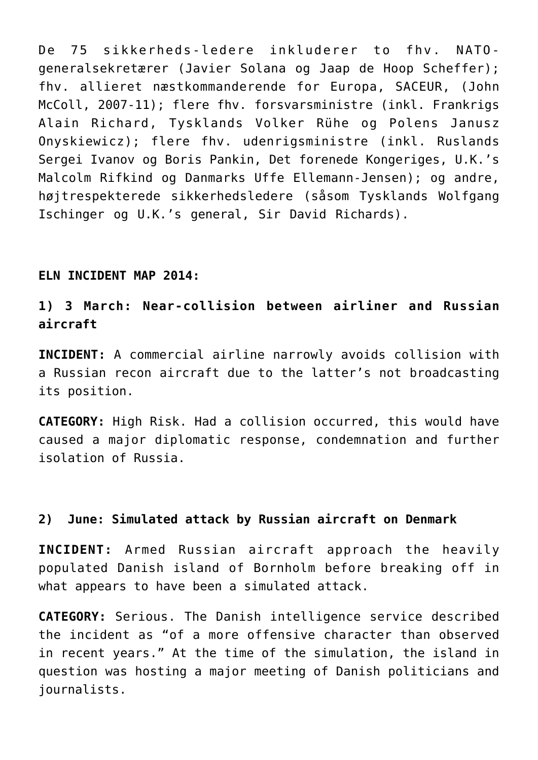De 75 sikkerheds-ledere inkluderer to fhv. NATO-generalsekretærer (Javier Solana og Jaap de Hoop Scheffer); fhv. allieret næstkommanderende for Europa, SACEUR, (John McColl, 2007-11); flere fhv. forsvarsministre (inkl. Frankrigs Alain Richard, Tysklands Volker Rühe og Polens Janusz Onyskiewicz); flere fhv. udenrigsministre (inkl. Ruslands Sergei Ivanov og Boris Pankin, Det forenede Kongeriges, U.K.'s Malcolm Rifkind og Danmarks Uffe Ellemann-Jensen); og andre, højtrespekterede sikkerhedsledere (såsom Tysklands Wolfgang Ischinger og U.K.'s general, Sir David Richards).

**ELN INCIDENT MAP 2014:**

### 1) 3 March: Near-collision between airliner and Russian aircraft

**INCIDENT:** A commercial airline narrowly avoids collision with a Russian recon aircraft due to the latter's not broadcasting its position.

**CATEGORY:** High Risk. Had a collision occurred, this would have caused a major diplomatic response, condemnation and further isolation of Russia.

### 2) June: Simulated attack by Russian aircraft on Denmark

**INCIDENT:** Armed Russian aircraft approach the heavily populated Danish island of Bornholm before breaking off in what appears to have been a simulated attack.

**CATEGORY:** Serious. The Danish intelligence service described the incident as "of a more offensive character than observed in recent years." At the time of the simulation, the island in question was hosting a major meeting of Danish politicians and journalists.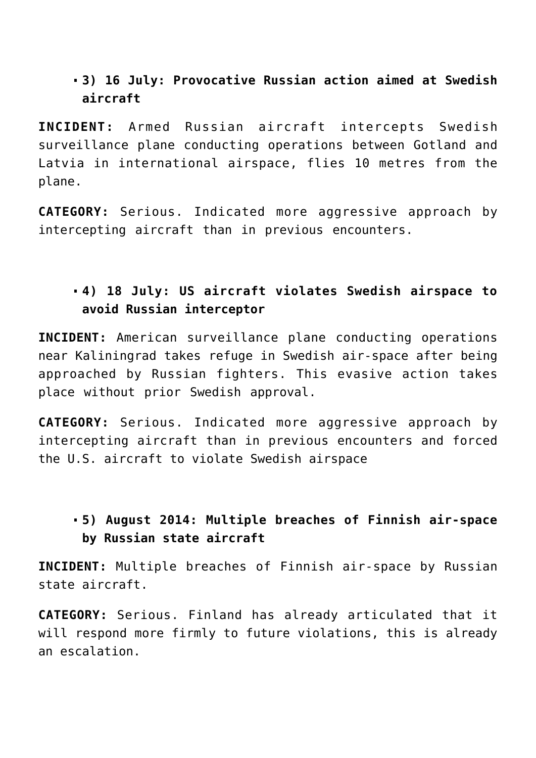- **3) 16 July: Provocative Russian action aimed at Swedish aircraft**

**INCIDENT:** Armed Russian aircraft intercepts Swedish surveillance plane conducting operations between Gotland and Latvia in international airspace, flies 10 metres from the plane.

**CATEGORY:** Serious. Indicated more aggressive approach by intercepting aircraft than in previous encounters.

- **4) 18 July: US aircraft violates Swedish airspace to avoid Russian interceptor**

**INCIDENT:** American surveillance plane conducting operations near Kaliningrad takes refuge in Swedish air-space after being approached by Russian fighters. This evasive action takes place without prior Swedish approval.

**CATEGORY:** Serious. Indicated more aggressive approach by intercepting aircraft than in previous encounters and forced the U.S. aircraft to violate Swedish airspace

- **5) August 2014: Multiple breaches of Finnish air-space by Russian state aircraft**

**INCIDENT:** Multiple breaches of Finnish air-space by Russian state aircraft.

**CATEGORY:** Serious. Finland has already articulated that it will respond more firmly to future violations, this is already an escalation.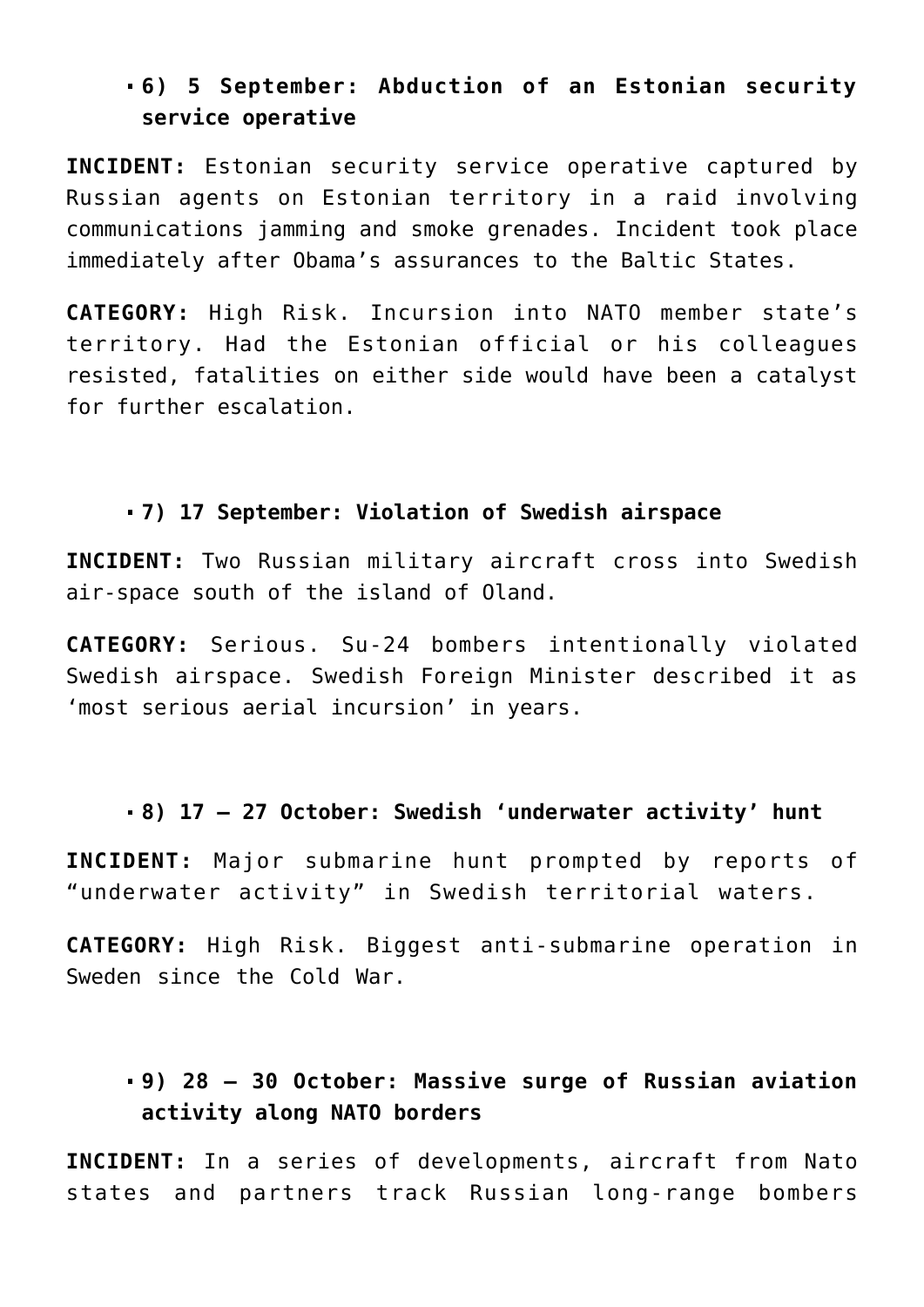- **6) 5 September: Abduction of an Estonian security service operative**

**INCIDENT:** Estonian security service operative captured by Russian agents on Estonian territory in a raid involving communications jamming and smoke grenades. Incident took place immediately after Obama's assurances to the Baltic States.

**CATEGORY:** High Risk. Incursion into NATO member state's territory. Had the Estonian official or his colleagues resisted, fatalities on either side would have been a catalyst for further escalation.

- **7) 17 September: Violation of Swedish airspace**

**INCIDENT:** Two Russian military aircraft cross into Swedish air-space south of the island of Oland.

**CATEGORY:** Serious. Su-24 bombers intentionally violated Swedish airspace. Swedish Foreign Minister described it as 'most serious aerial incursion' in years.

- **8) 17 – 27 October: Swedish 'underwater activity' hunt**

**INCIDENT:** Major submarine hunt prompted by reports of "underwater activity" in Swedish territorial waters.

**CATEGORY:** High Risk. Biggest anti-submarine operation in Sweden since the Cold War.

- **9) 28 – 30 October: Massive surge of Russian aviation activity along NATO borders**

**INCIDENT:** In a series of developments, aircraft from Nato states and partners track Russian long-range bombers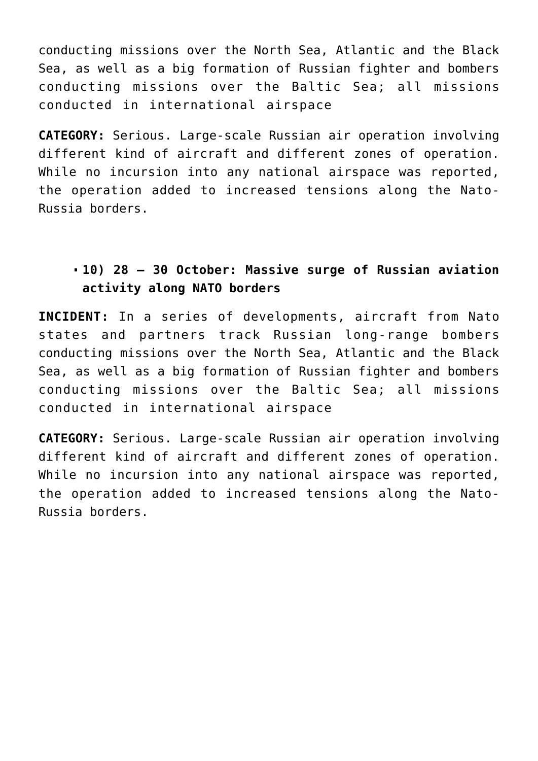conducting missions over the North Sea, Atlantic and the Black Sea, as well as a big formation of Russian fighter and bombers conducting missions over the Baltic Sea; all missions conducted in international airspace

**CATEGORY:** Serious. Large-scale Russian air operation involving different kind of aircraft and different zones of operation. While no incursion into any national airspace was reported, the operation added to increased tensions along the Nato-Russia borders.

- **10) 28 – 30 October: Massive surge of Russian aviation activity along NATO borders**

**INCIDENT:** In a series of developments, aircraft from Nato states and partners track Russian long-range bombers conducting missions over the North Sea, Atlantic and the Black Sea, as well as a big formation of Russian fighter and bombers conducting missions over the Baltic Sea; all missions conducted in international airspace

**CATEGORY:** Serious. Large-scale Russian air operation involving different kind of aircraft and different zones of operation. While no incursion into any national airspace was reported, the operation added to increased tensions along the Nato-Russia borders.